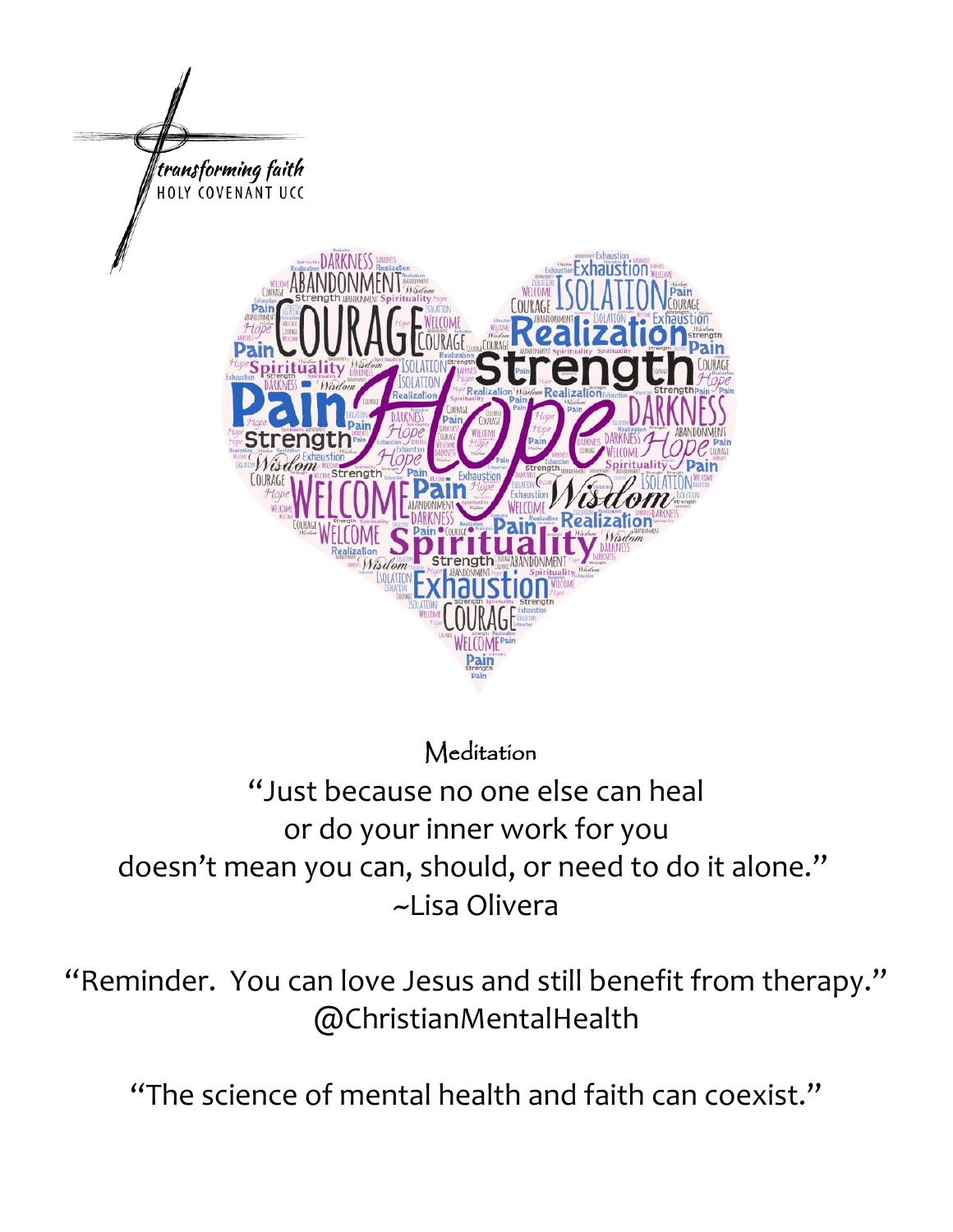transforming faith
HOLY COVENANT UCC

## Meditation

"Just because no one else can heal
or do your inner work for you
doesn't mean you can, should, or need to do it alone."
~Lisa Olivera

"Reminder. You can love Jesus and still benefit from therapy."
@ChristianMentalHealth

"The science of mental health and faith can coexist."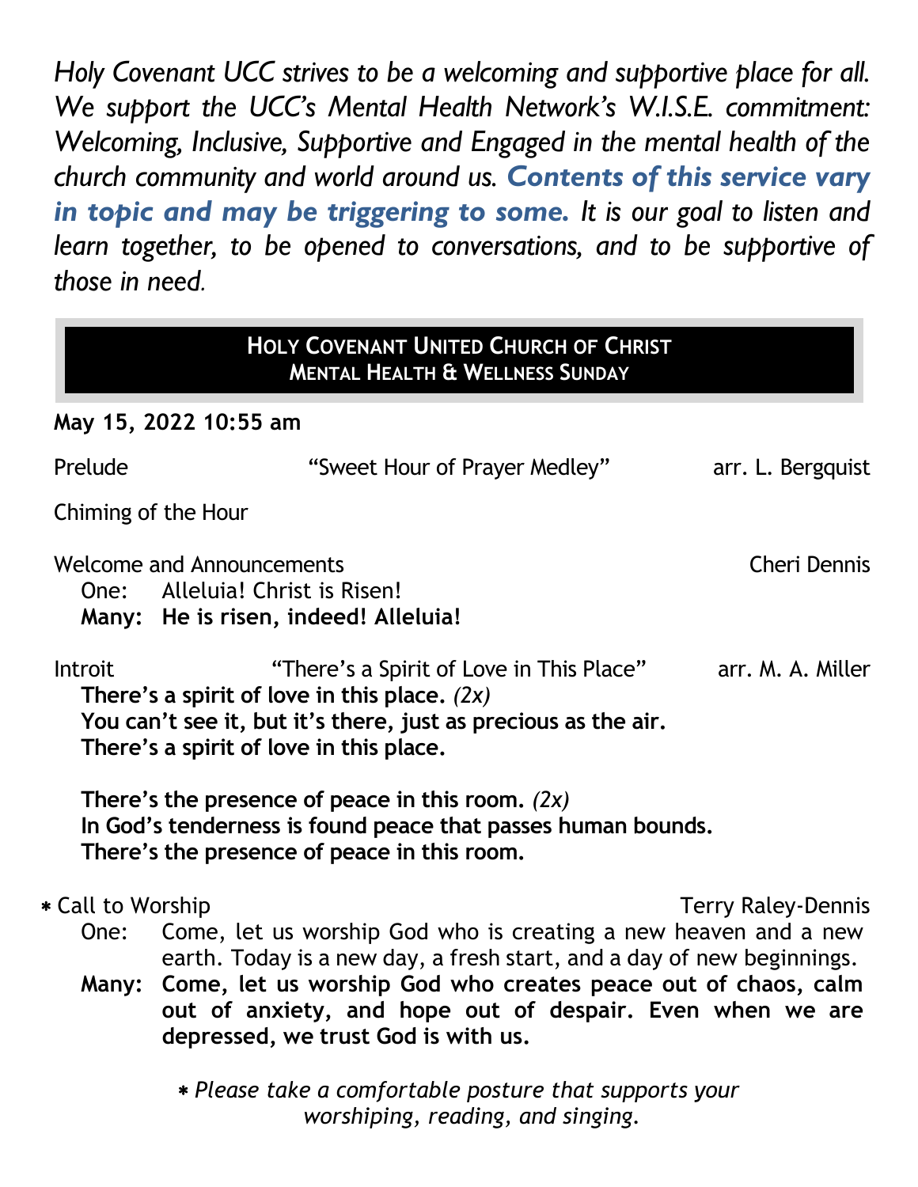*Holy Covenant UCC strives to be a welcoming and supportive place for all. We support the UCC's Mental Health Network's W.I.S.E. commitment: Welcoming, Inclusive, Supportive and Engaged in the mental health of the church community and world around us.* ***Contents of this service vary in topic and may be triggering to some.*** *It is our goal to listen and learn together, to be opened to conversations, and to be supportive of those in need.*

## HOLY COVENANT UNITED CHURCH OF CHRIST
## MENTAL HEALTH & WELLNESS SUNDAY

**May 15, 2022 10:55 am**

Prelude "Sweet Hour of Prayer Medley" arr. L. Bergquist

Chiming of the Hour

Welcome and Announcements Cheri Dennis

One: Alleluia! Christ is Risen!
**Many: He is risen, indeed! Alleluia!**

Introit "There's a Spirit of Love in This Place" arr. M. A. Miller

**There's a spirit of love in this place.** *(2x)*
**You can't see it, but it's there, just as precious as the air.**
**There's a spirit of love in this place.**

**There's the presence of peace in this room.** *(2x)*
**In God's tenderness is found peace that passes human bounds.**
**There's the presence of peace in this room.**

* Call to Worship Terry Raley-Dennis

One: Come, let us worship God who is creating a new heaven and a new earth. Today is a new day, a fresh start, and a day of new beginnings.
**Many: Come, let us worship God who creates peace out of chaos, calm out of anxiety, and hope out of despair. Even when we are depressed, we trust God is with us.**

* *Please take a comfortable posture that supports your worshiping, reading, and singing.*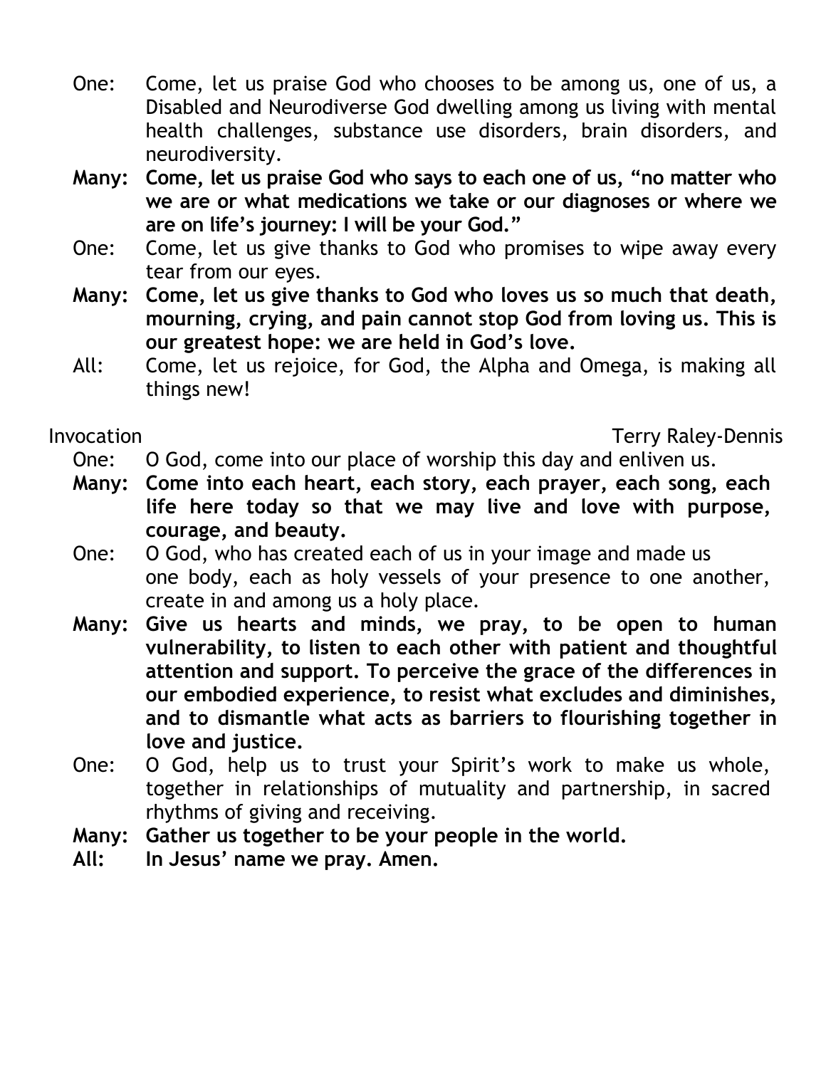One: Come, let us praise God who chooses to be among us, one of us, a Disabled and Neurodiverse God dwelling among us living with mental health challenges, substance use disorders, brain disorders, and neurodiversity.

**Many: Come, let us praise God who says to each one of us, "no matter who we are or what medications we take or our diagnoses or where we are on life's journey: I will be your God."**

One: Come, let us give thanks to God who promises to wipe away every tear from our eyes.

**Many: Come, let us give thanks to God who loves us so much that death, mourning, crying, and pain cannot stop God from loving us. This is our greatest hope: we are held in God's love.**

All: Come, let us rejoice, for God, the Alpha and Omega, is making all things new!

Invocation Terry Raley-Dennis

One: O God, come into our place of worship this day and enliven us.

**Many: Come into each heart, each story, each prayer, each song, each life here today so that we may live and love with purpose, courage, and beauty.**

One: O God, who has created each of us in your image and made us one body, each as holy vessels of your presence to one another, create in and among us a holy place.

**Many: Give us hearts and minds, we pray, to be open to human vulnerability, to listen to each other with patient and thoughtful attention and support. To perceive the grace of the differences in our embodied experience, to resist what excludes and diminishes, and to dismantle what acts as barriers to flourishing together in love and justice.**

One: O God, help us to trust your Spirit's work to make us whole, together in relationships of mutuality and partnership, in sacred rhythms of giving and receiving.

**Many: Gather us together to be your people in the world.**

**All: In Jesus' name we pray. Amen.**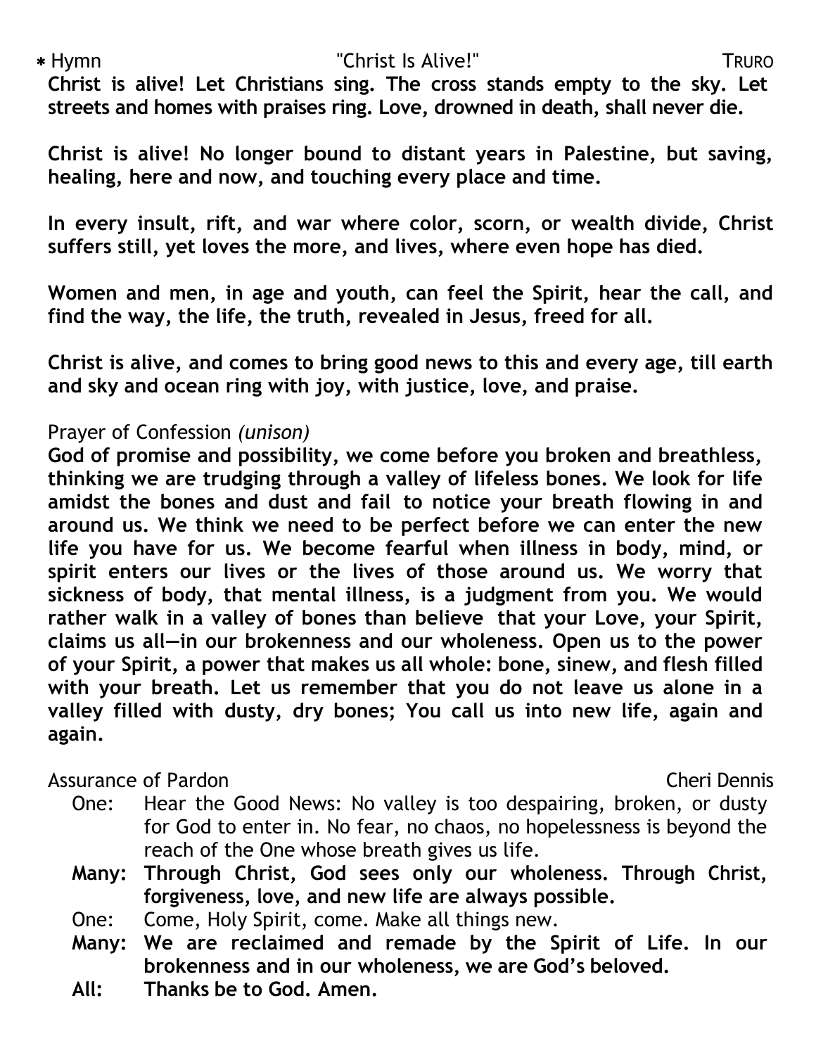\* Hymn "Christ Is Alive!" TRURO

**Christ is alive! Let Christians sing. The cross stands empty to the sky. Let streets and homes with praises ring. Love, drowned in death, shall never die.**

**Christ is alive! No longer bound to distant years in Palestine, but saving, healing, here and now, and touching every place and time.**

**In every insult, rift, and war where color, scorn, or wealth divide, Christ suffers still, yet loves the more, and lives, where even hope has died.**

**Women and men, in age and youth, can feel the Spirit, hear the call, and find the way, the life, the truth, revealed in Jesus, freed for all.**

**Christ is alive, and comes to bring good news to this and every age, till earth and sky and ocean ring with joy, with justice, love, and praise.**

Prayer of Confession *(unison)*

**God of promise and possibility, we come before you broken and breathless, thinking we are trudging through a valley of lifeless bones. We look for life amidst the bones and dust and fail to notice your breath flowing in and around us. We think we need to be perfect before we can enter the new life you have for us. We become fearful when illness in body, mind, or spirit enters our lives or the lives of those around us. We worry that sickness of body, that mental illness, is a judgment from you. We would rather walk in a valley of bones than believe that your Love, your Spirit, claims us all—in our brokenness and our wholeness. Open us to the power of your Spirit, a power that makes us all whole: bone, sinew, and flesh filled with your breath. Let us remember that you do not leave us alone in a valley filled with dusty, dry bones; You call us into new life, again and again.**

Assurance of Pardon Cheri Dennis

One: Hear the Good News: No valley is too despairing, broken, or dusty for God to enter in. No fear, no chaos, no hopelessness is beyond the reach of the One whose breath gives us life.

**Many: Through Christ, God sees only our wholeness. Through Christ, forgiveness, love, and new life are always possible.**

One: Come, Holy Spirit, come. Make all things new.

**Many: We are reclaimed and remade by the Spirit of Life. In our brokenness and in our wholeness, we are God's beloved.**

**All: Thanks be to God. Amen.**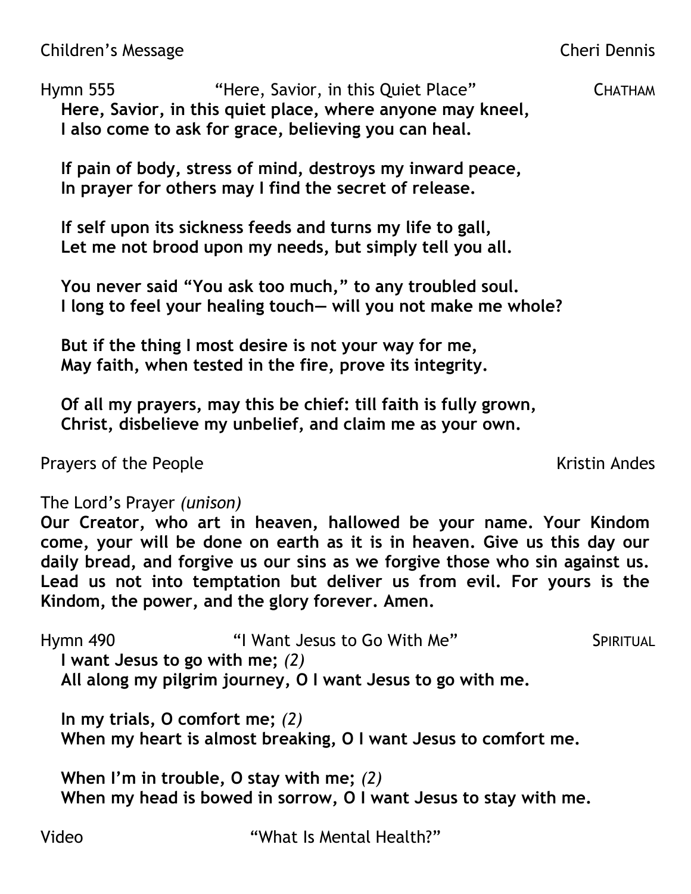Children's Message Cheri Dennis

Hymn 555 "Here, Savior, in this Quiet Place" CHATHAM

**Here, Savior, in this quiet place, where anyone may kneel,**
**I also come to ask for grace, believing you can heal.**

**If pain of body, stress of mind, destroys my inward peace,**
**In prayer for others may I find the secret of release.**

**If self upon its sickness feeds and turns my life to gall,**
**Let me not brood upon my needs, but simply tell you all.**

**You never said "You ask too much," to any troubled soul.**
**I long to feel your healing touch— will you not make me whole?**

**But if the thing I most desire is not your way for me,**
**May faith, when tested in the fire, prove its integrity.**

**Of all my prayers, may this be chief: till faith is fully grown,**
**Christ, disbelieve my unbelief, and claim me as your own.**

Prayers of the People Kristin Andes

The Lord's Prayer *(unison)*

**Our Creator, who art in heaven, hallowed be your name. Your Kindom come, your will be done on earth as it is in heaven. Give us this day our daily bread, and forgive us our sins as we forgive those who sin against us. Lead us not into temptation but deliver us from evil. For yours is the Kindom, the power, and the glory forever. Amen.**

Hymn 490 "I Want Jesus to Go With Me" SPIRITUAL

**I want Jesus to go with me;** *(2)*
**All along my pilgrim journey, O I want Jesus to go with me.**

**In my trials, O comfort me;** *(2)*
**When my heart is almost breaking, O I want Jesus to comfort me.**

**When I'm in trouble, O stay with me;** *(2)*
**When my head is bowed in sorrow, O I want Jesus to stay with me.**

Video "What Is Mental Health?"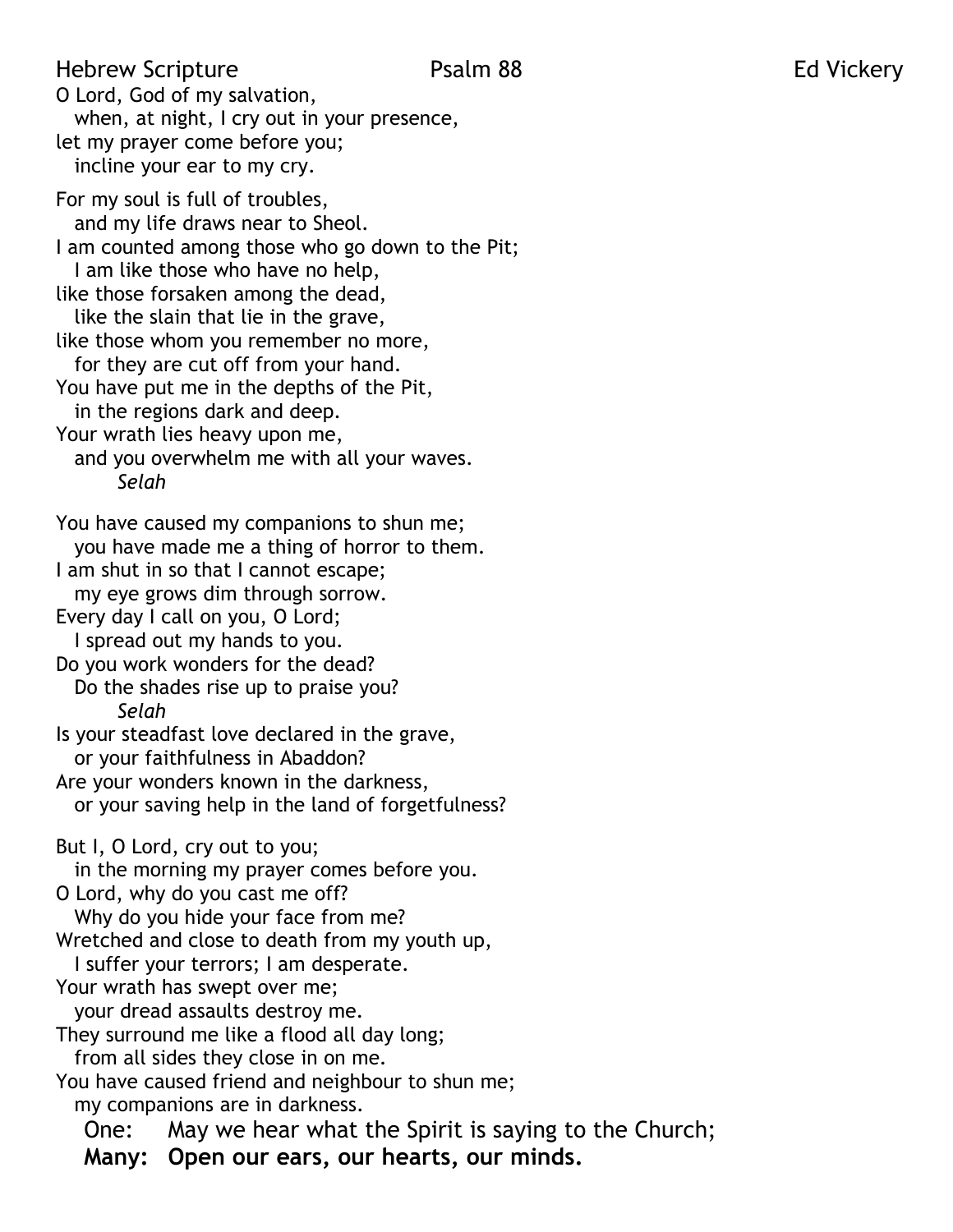Hebrew Scripture　　　　Psalm 88　　　　Ed Vickery

O Lord, God of my salvation,  
when, at night, I cry out in your presence,  
let my prayer come before you;  
incline your ear to my cry.

For my soul is full of troubles,  
and my life draws near to Sheol.  
I am counted among those who go down to the Pit;  
I am like those who have no help,  
like those forsaken among the dead,  
like the slain that lie in the grave,  
like those whom you remember no more,  
for they are cut off from your hand.  
You have put me in the depths of the Pit,  
in the regions dark and deep.  
Your wrath lies heavy upon me,  
and you overwhelm me with all your waves.  
*Selah*

You have caused my companions to shun me;  
you have made me a thing of horror to them.  
I am shut in so that I cannot escape;  
my eye grows dim through sorrow.  
Every day I call on you, O Lord;  
I spread out my hands to you.  
Do you work wonders for the dead?  
Do the shades rise up to praise you?  
*Selah*  
Is your steadfast love declared in the grave,  
or your faithfulness in Abaddon?  
Are your wonders known in the darkness,  
or your saving help in the land of forgetfulness?

But I, O Lord, cry out to you;  
in the morning my prayer comes before you.  
O Lord, why do you cast me off?  
Why do you hide your face from me?  
Wretched and close to death from my youth up,  
I suffer your terrors; I am desperate.  
Your wrath has swept over me;  
your dread assaults destroy me.  
They surround me like a flood all day long;  
from all sides they close in on me.  
You have caused friend and neighbour to shun me;  
my companions are in darkness.

One: May we hear what the Spirit is saying to the Church;  
**Many: Open our ears, our hearts, our minds.**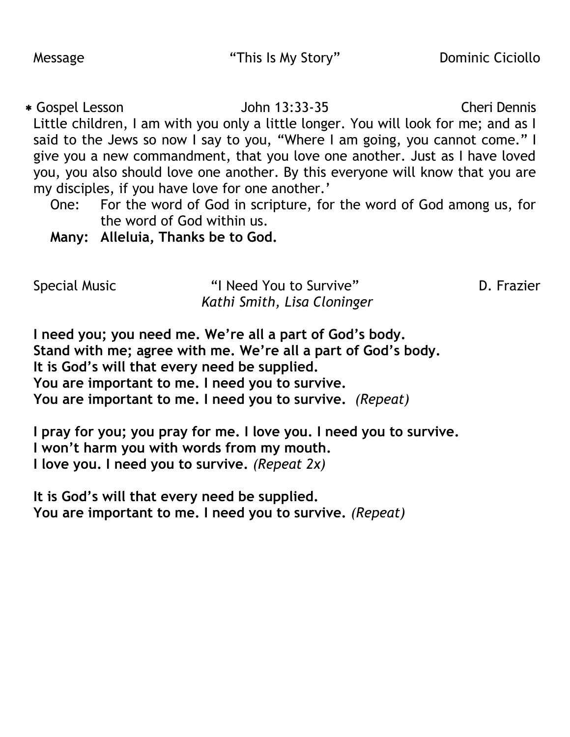Message "This Is My Story" Dominic Ciciollo

∗ Gospel Lesson John 13:33-35 Cheri Dennis

Little children, I am with you only a little longer. You will look for me; and as I said to the Jews so now I say to you, "Where I am going, you cannot come." I give you a new commandment, that you love one another. Just as I have loved you, you also should love one another. By this everyone will know that you are my disciples, if you have love for one another.'

One: For the word of God in scripture, for the word of God among us, for the word of God within us.

**Many: Alleluia, Thanks be to God.**

Special Music "I Need You to Survive" D. Frazier

*Kathi Smith, Lisa Cloninger*

**I need you; you need me. We're all a part of God's body.**
**Stand with me; agree with me. We're all a part of God's body.**
**It is God's will that every need be supplied.**
**You are important to me. I need you to survive.**
**You are important to me. I need you to survive.** *(Repeat)*

**I pray for you; you pray for me. I love you. I need you to survive.**
**I won't harm you with words from my mouth.**
**I love you. I need you to survive.** *(Repeat 2x)*

**It is God's will that every need be supplied.**
**You are important to me. I need you to survive.** *(Repeat)*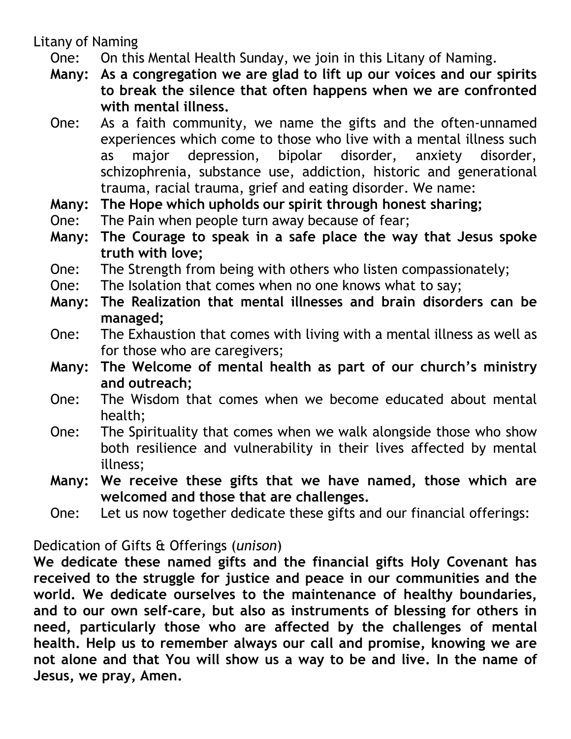Litany of Naming

One: On this Mental Health Sunday, we join in this Litany of Naming.

**Many: As a congregation we are glad to lift up our voices and our spirits to break the silence that often happens when we are confronted with mental illness.**

One: As a faith community, we name the gifts and the often-unnamed experiences which come to those who live with a mental illness such as major depression, bipolar disorder, anxiety disorder, schizophrenia, substance use, addiction, historic and generational trauma, racial trauma, grief and eating disorder. We name:

**Many: The Hope which upholds our spirit through honest sharing;**

One: The Pain when people turn away because of fear;

**Many: The Courage to speak in a safe place the way that Jesus spoke truth with love;**

One: The Strength from being with others who listen compassionately;

One: The Isolation that comes when no one knows what to say;

**Many: The Realization that mental illnesses and brain disorders can be managed;**

One: The Exhaustion that comes with living with a mental illness as well as for those who are caregivers;

**Many: The Welcome of mental health as part of our church's ministry and outreach;**

One: The Wisdom that comes when we become educated about mental health;

One: The Spirituality that comes when we walk alongside those who show both resilience and vulnerability in their lives affected by mental illness;

**Many: We receive these gifts that we have named, those which are welcomed and those that are challenges.**

One: Let us now together dedicate these gifts and our financial offerings:

Dedication of Gifts & Offerings (*unison*)

**We dedicate these named gifts and the financial gifts Holy Covenant has received to the struggle for justice and peace in our communities and the world. We dedicate ourselves to the maintenance of healthy boundaries, and to our own self-care, but also as instruments of blessing for others in need, particularly those who are affected by the challenges of mental health. Help us to remember always our call and promise, knowing we are not alone and that You will show us a way to be and live. In the name of Jesus, we pray, Amen.**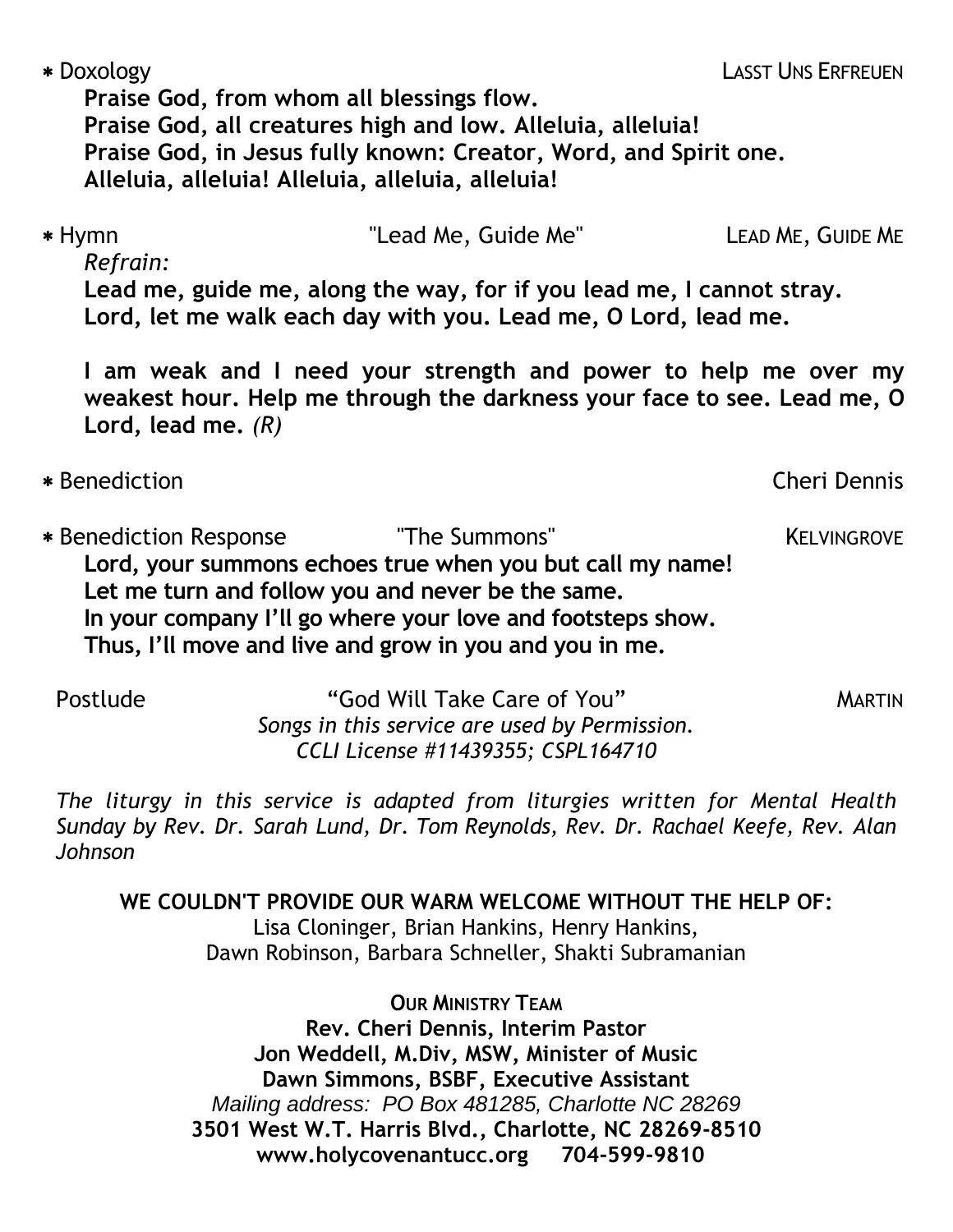* Doxology LASST UNS ERFREUEN

**Praise God, from whom all blessings flow.**
**Praise God, all creatures high and low. Alleluia, alleluia!**
**Praise God, in Jesus fully known: Creator, Word, and Spirit one.**
**Alleluia, alleluia! Alleluia, alleluia, alleluia!**

* Hymn "Lead Me, Guide Me" LEAD ME, GUIDE ME

*Refrain:*
**Lead me, guide me, along the way, for if you lead me, I cannot stray.**
**Lord, let me walk each day with you. Lead me, O Lord, lead me.**

**I am weak and I need your strength and power to help me over my weakest hour. Help me through the darkness your face to see. Lead me, O Lord, lead me.** *(R)*

* Benediction Cheri Dennis

* Benediction Response "The Summons" KELVINGROVE

**Lord, your summons echoes true when you but call my name!**
**Let me turn and follow you and never be the same.**
**In your company I'll go where your love and footsteps show.**
**Thus, I'll move and live and grow in you and you in me.**

Postlude "God Will Take Care of You" MARTIN

*Songs in this service are used by Permission.*
*CCLI License #11439355; CSPL164710*

*The liturgy in this service is adapted from liturgies written for Mental Health Sunday by Rev. Dr. Sarah Lund, Dr. Tom Reynolds, Rev. Dr. Rachael Keefe, Rev. Alan Johnson*

**WE COULDN'T PROVIDE OUR WARM WELCOME WITHOUT THE HELP OF:**
Lisa Cloninger, Brian Hankins, Henry Hankins,
Dawn Robinson, Barbara Schneller, Shakti Subramanian

**OUR MINISTRY TEAM**
**Rev. Cheri Dennis, Interim Pastor**
**Jon Weddell, M.Div, MSW, Minister of Music**
**Dawn Simmons, BSBF, Executive Assistant**
*Mailing address: PO Box 481285, Charlotte NC 28269*
**3501 West W.T. Harris Blvd., Charlotte, NC 28269-8510**
**www.holycovenantucc.org 704-599-9810**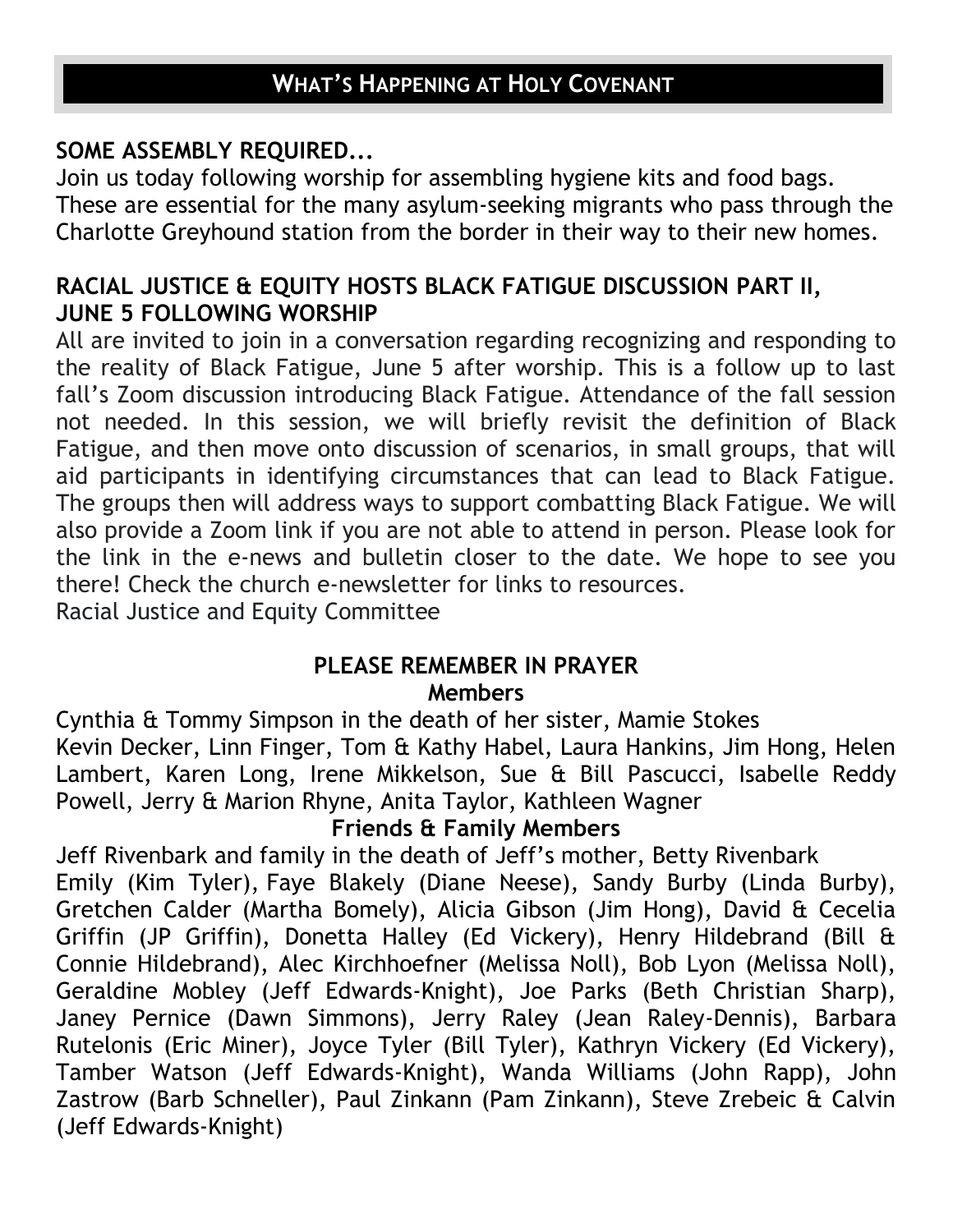## WHAT'S HAPPENING AT HOLY COVENANT

**SOME ASSEMBLY REQUIRED...**

Join us today following worship for assembling hygiene kits and food bags. These are essential for the many asylum-seeking migrants who pass through the Charlotte Greyhound station from the border in their way to their new homes.

**RACIAL JUSTICE & EQUITY HOSTS BLACK FATIGUE DISCUSSION PART II, JUNE 5 FOLLOWING WORSHIP**

All are invited to join in a conversation regarding recognizing and responding to the reality of Black Fatigue, June 5 after worship. This is a follow up to last fall's Zoom discussion introducing Black Fatigue. Attendance of the fall session not needed. In this session, we will briefly revisit the definition of Black Fatigue, and then move onto discussion of scenarios, in small groups, that will aid participants in identifying circumstances that can lead to Black Fatigue. The groups then will address ways to support combatting Black Fatigue. We will also provide a Zoom link if you are not able to attend in person. Please look for the link in the e-news and bulletin closer to the date. We hope to see you there! Check the church e-newsletter for links to resources.
Racial Justice and Equity Committee

### PLEASE REMEMBER IN PRAYER

**Members**

Cynthia & Tommy Simpson in the death of her sister, Mamie Stokes
Kevin Decker, Linn Finger, Tom & Kathy Habel, Laura Hankins, Jim Hong, Helen Lambert, Karen Long, Irene Mikkelson, Sue & Bill Pascucci, Isabelle Reddy Powell, Jerry & Marion Rhyne, Anita Taylor, Kathleen Wagner

**Friends & Family Members**

Jeff Rivenbark and family in the death of Jeff's mother, Betty Rivenbark
Emily (Kim Tyler), Faye Blakely (Diane Neese), Sandy Burby (Linda Burby), Gretchen Calder (Martha Bomely), Alicia Gibson (Jim Hong), David & Cecelia Griffin (JP Griffin), Donetta Halley (Ed Vickery), Henry Hildebrand (Bill & Connie Hildebrand), Alec Kirchhoefner (Melissa Noll), Bob Lyon (Melissa Noll), Geraldine Mobley (Jeff Edwards-Knight), Joe Parks (Beth Christian Sharp), Janey Pernice (Dawn Simmons), Jerry Raley (Jean Raley-Dennis), Barbara Rutelonis (Eric Miner), Joyce Tyler (Bill Tyler), Kathryn Vickery (Ed Vickery), Tamber Watson (Jeff Edwards-Knight), Wanda Williams (John Rapp), John Zastrow (Barb Schneller), Paul Zinkann (Pam Zinkann), Steve Zrebeic & Calvin (Jeff Edwards-Knight)